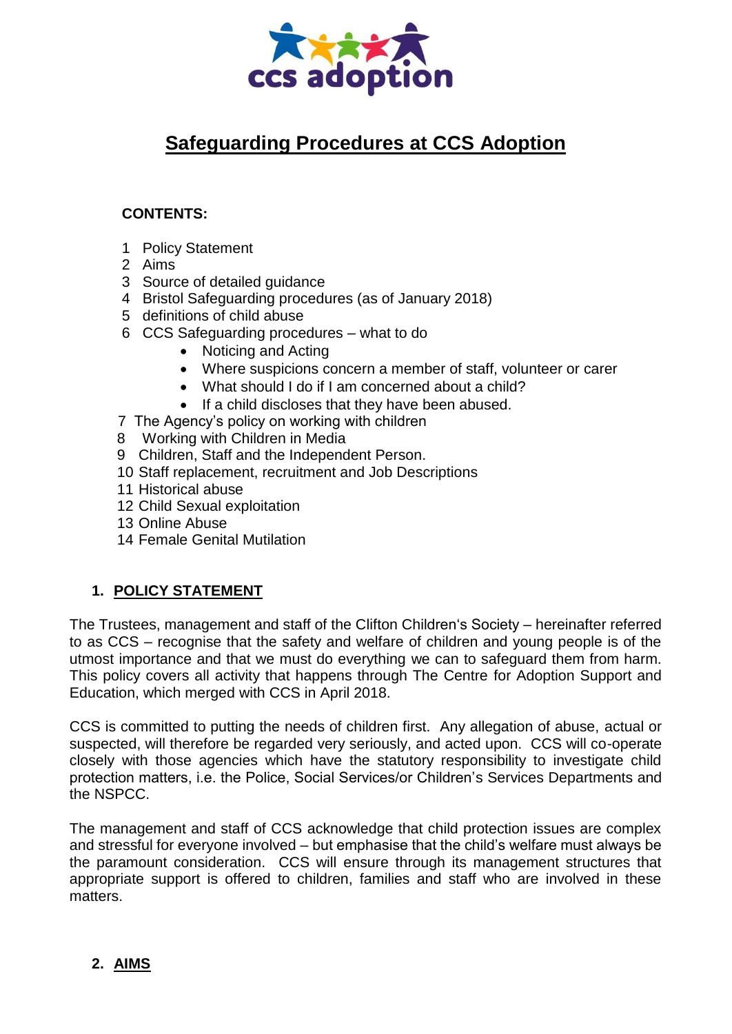ccs adoption

# Safeguarding Procedures at CCS Adoption

**CONTENTS:**

1 Policy Statement
2 Aims
3 Source of detailed guidance
4 Bristol Safeguarding procedures (as of January 2018)
5 definitions of child abuse
6 CCS Safeguarding procedures – what to do
   - Noticing and Acting
   - Where suspicions concern a member of staff, volunteer or carer
   - What should I do if I am concerned about a child?
   - If a child discloses that they have been abused.
7 The Agency's policy on working with children
8 Working with Children in Media
9 Children, Staff and the Independent Person.
10 Staff replacement, recruitment and Job Descriptions
11 Historical abuse
12 Child Sexual exploitation
13 Online Abuse
14 Female Genital Mutilation

## 1. POLICY STATEMENT

The Trustees, management and staff of the Clifton Children's Society – hereinafter referred to as CCS – recognise that the safety and welfare of children and young people is of the utmost importance and that we must do everything we can to safeguard them from harm. This policy covers all activity that happens through The Centre for Adoption Support and Education, which merged with CCS in April 2018.

CCS is committed to putting the needs of children first. Any allegation of abuse, actual or suspected, will therefore be regarded very seriously, and acted upon. CCS will co-operate closely with those agencies which have the statutory responsibility to investigate child protection matters, i.e. the Police, Social Services/or Children's Services Departments and the NSPCC.

The management and staff of CCS acknowledge that child protection issues are complex and stressful for everyone involved – but emphasise that the child's welfare must always be the paramount consideration. CCS will ensure through its management structures that appropriate support is offered to children, families and staff who are involved in these matters.

## 2. AIMS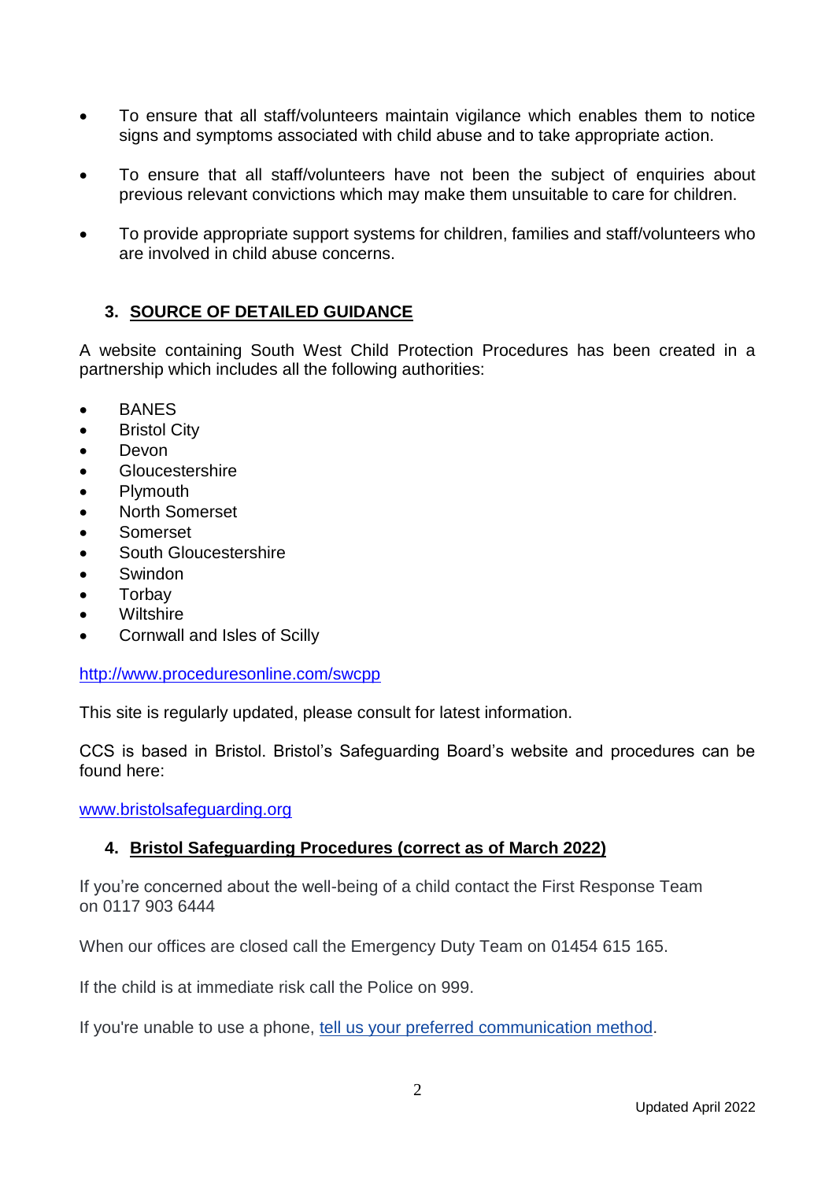- To ensure that all staff/volunteers maintain vigilance which enables them to notice signs and symptoms associated with child abuse and to take appropriate action.
- To ensure that all staff/volunteers have not been the subject of enquiries about previous relevant convictions which may make them unsuitable to care for children.
- To provide appropriate support systems for children, families and staff/volunteers who are involved in child abuse concerns.

## 3. SOURCE OF DETAILED GUIDANCE

A website containing South West Child Protection Procedures has been created in a partnership which includes all the following authorities:

- BANES
- Bristol City
- Devon
- Gloucestershire
- Plymouth
- North Somerset
- Somerset
- South Gloucestershire
- Swindon
- Torbay
- Wiltshire
- Cornwall and Isles of Scilly

http://www.proceduresonline.com/swcpp

This site is regularly updated, please consult for latest information.

CCS is based in Bristol. Bristol's Safeguarding Board's website and procedures can be found here:

www.bristolsafeguarding.org

## 4. Bristol Safeguarding Procedures (correct as of March 2022)

If you're concerned about the well-being of a child contact the First Response Team on 0117 903 6444

When our offices are closed call the Emergency Duty Team on 01454 615 165.

If the child is at immediate risk call the Police on 999.

If you're unable to use a phone, tell us your preferred communication method.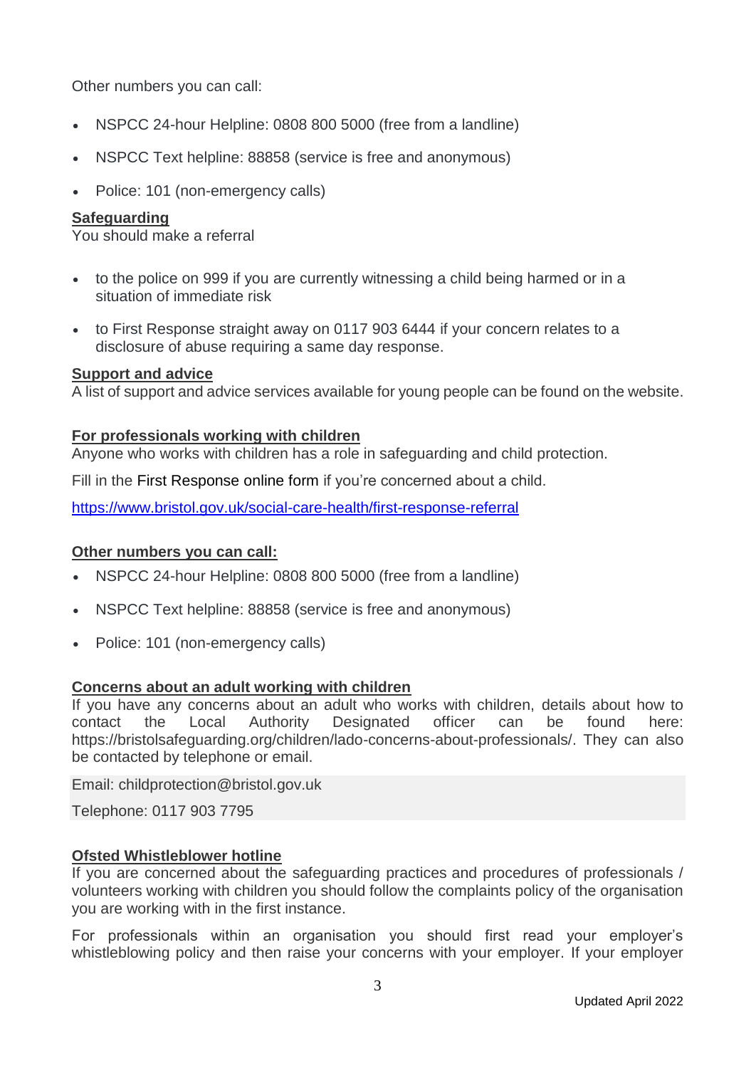Other numbers you can call:

- NSPCC 24-hour Helpline: 0808 800 5000 (free from a landline)
- NSPCC Text helpline: 88858 (service is free and anonymous)
- Police: 101 (non-emergency calls)

**Safeguarding**

You should make a referral

- to the police on 999 if you are currently witnessing a child being harmed or in a situation of immediate risk
- to First Response straight away on 0117 903 6444 if your concern relates to a disclosure of abuse requiring a same day response.

**Support and advice**

A list of support and advice services available for young people can be found on the website.

**For professionals working with children**

Anyone who works with children has a role in safeguarding and child protection.

Fill in the First Response online form if you're concerned about a child.

https://www.bristol.gov.uk/social-care-health/first-response-referral

**Other numbers you can call:**

- NSPCC 24-hour Helpline: 0808 800 5000 (free from a landline)
- NSPCC Text helpline: 88858 (service is free and anonymous)
- Police: 101 (non-emergency calls)

**Concerns about an adult working with children**

If you have any concerns about an adult who works with children, details about how to contact the Local Authority Designated officer can be found here: https://bristolsafeguarding.org/children/lado-concerns-about-professionals/. They can also be contacted by telephone or email.

Email: childprotection@bristol.gov.uk

Telephone: 0117 903 7795

**Ofsted Whistleblower hotline**

If you are concerned about the safeguarding practices and procedures of professionals / volunteers working with children you should follow the complaints policy of the organisation you are working with in the first instance.

For professionals within an organisation you should first read your employer's whistleblowing policy and then raise your concerns with your employer. If your employer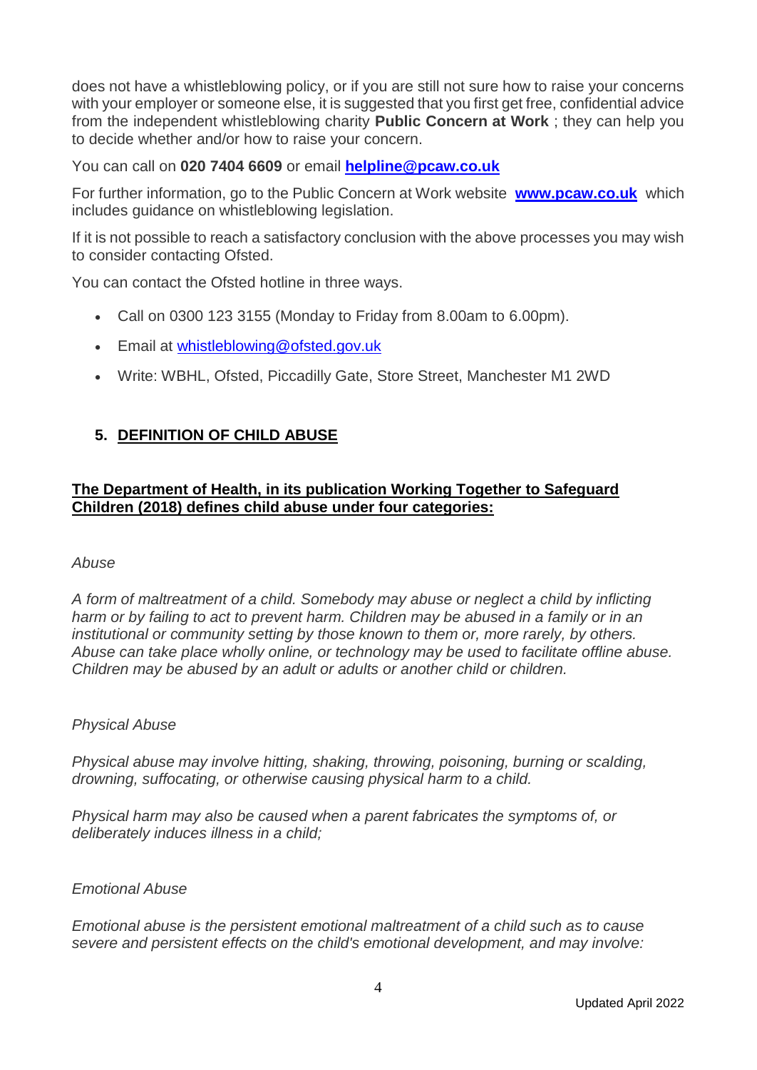does not have a whistleblowing policy, or if you are still not sure how to raise your concerns with your employer or someone else, it is suggested that you first get free, confidential advice from the independent whistleblowing charity **Public Concern at Work** ; they can help you to decide whether and/or how to raise your concern.

You can call on **020 7404 6609** or email **[helpline@pcaw.co.uk](mailto:helpline@pcaw.co.uk)**

For further information, go to the Public Concern at Work website **[www.pcaw.co.uk](http://www.pcaw.co.uk)** which includes guidance on whistleblowing legislation.

If it is not possible to reach a satisfactory conclusion with the above processes you may wish to consider contacting Ofsted.

You can contact the Ofsted hotline in three ways.

- Call on 0300 123 3155 (Monday to Friday from 8.00am to 6.00pm).
- Email at [whistleblowing@ofsted.gov.uk](mailto:whistleblowing@ofsted.gov.uk)
- Write: WBHL, Ofsted, Piccadilly Gate, Store Street, Manchester M1 2WD

## 5. DEFINITION OF CHILD ABUSE

**The Department of Health, in its publication Working Together to Safeguard Children (2018) defines child abuse under four categories:**

*Abuse*

*A form of maltreatment of a child. Somebody may abuse or neglect a child by inflicting harm or by failing to act to prevent harm. Children may be abused in a family or in an institutional or community setting by those known to them or, more rarely, by others. Abuse can take place wholly online, or technology may be used to facilitate offline abuse. Children may be abused by an adult or adults or another child or children.*

*Physical Abuse*

*Physical abuse may involve hitting, shaking, throwing, poisoning, burning or scalding, drowning, suffocating, or otherwise causing physical harm to a child.*

*Physical harm may also be caused when a parent fabricates the symptoms of, or deliberately induces illness in a child;*

*Emotional Abuse*

*Emotional abuse is the persistent emotional maltreatment of a child such as to cause severe and persistent effects on the child's emotional development, and may involve:*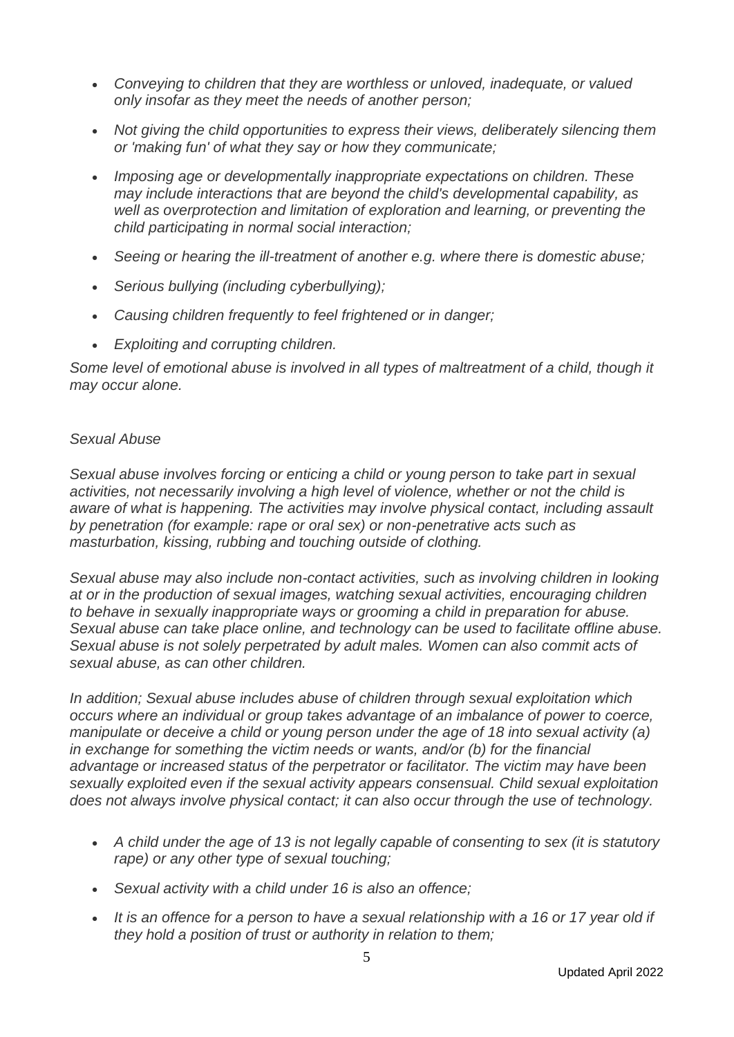- *Conveying to children that they are worthless or unloved, inadequate, or valued only insofar as they meet the needs of another person;*
- *Not giving the child opportunities to express their views, deliberately silencing them or 'making fun' of what they say or how they communicate;*
- *Imposing age or developmentally inappropriate expectations on children. These may include interactions that are beyond the child's developmental capability, as well as overprotection and limitation of exploration and learning, or preventing the child participating in normal social interaction;*
- *Seeing or hearing the ill-treatment of another e.g. where there is domestic abuse;*
- *Serious bullying (including cyberbullying);*
- *Causing children frequently to feel frightened or in danger;*
- *Exploiting and corrupting children.*

*Some level of emotional abuse is involved in all types of maltreatment of a child, though it may occur alone.*

*Sexual Abuse*

*Sexual abuse involves forcing or enticing a child or young person to take part in sexual activities, not necessarily involving a high level of violence, whether or not the child is aware of what is happening. The activities may involve physical contact, including assault by penetration (for example: rape or oral sex) or non-penetrative acts such as masturbation, kissing, rubbing and touching outside of clothing.*

*Sexual abuse may also include non-contact activities, such as involving children in looking at or in the production of sexual images, watching sexual activities, encouraging children to behave in sexually inappropriate ways or grooming a child in preparation for abuse. Sexual abuse can take place online, and technology can be used to facilitate offline abuse. Sexual abuse is not solely perpetrated by adult males. Women can also commit acts of sexual abuse, as can other children.*

*In addition; Sexual abuse includes abuse of children through sexual exploitation which occurs where an individual or group takes advantage of an imbalance of power to coerce, manipulate or deceive a child or young person under the age of 18 into sexual activity (a) in exchange for something the victim needs or wants, and/or (b) for the financial advantage or increased status of the perpetrator or facilitator. The victim may have been sexually exploited even if the sexual activity appears consensual. Child sexual exploitation does not always involve physical contact; it can also occur through the use of technology.*

- *A child under the age of 13 is not legally capable of consenting to sex (it is statutory rape) or any other type of sexual touching;*
- *Sexual activity with a child under 16 is also an offence;*
- *It is an offence for a person to have a sexual relationship with a 16 or 17 year old if they hold a position of trust or authority in relation to them;*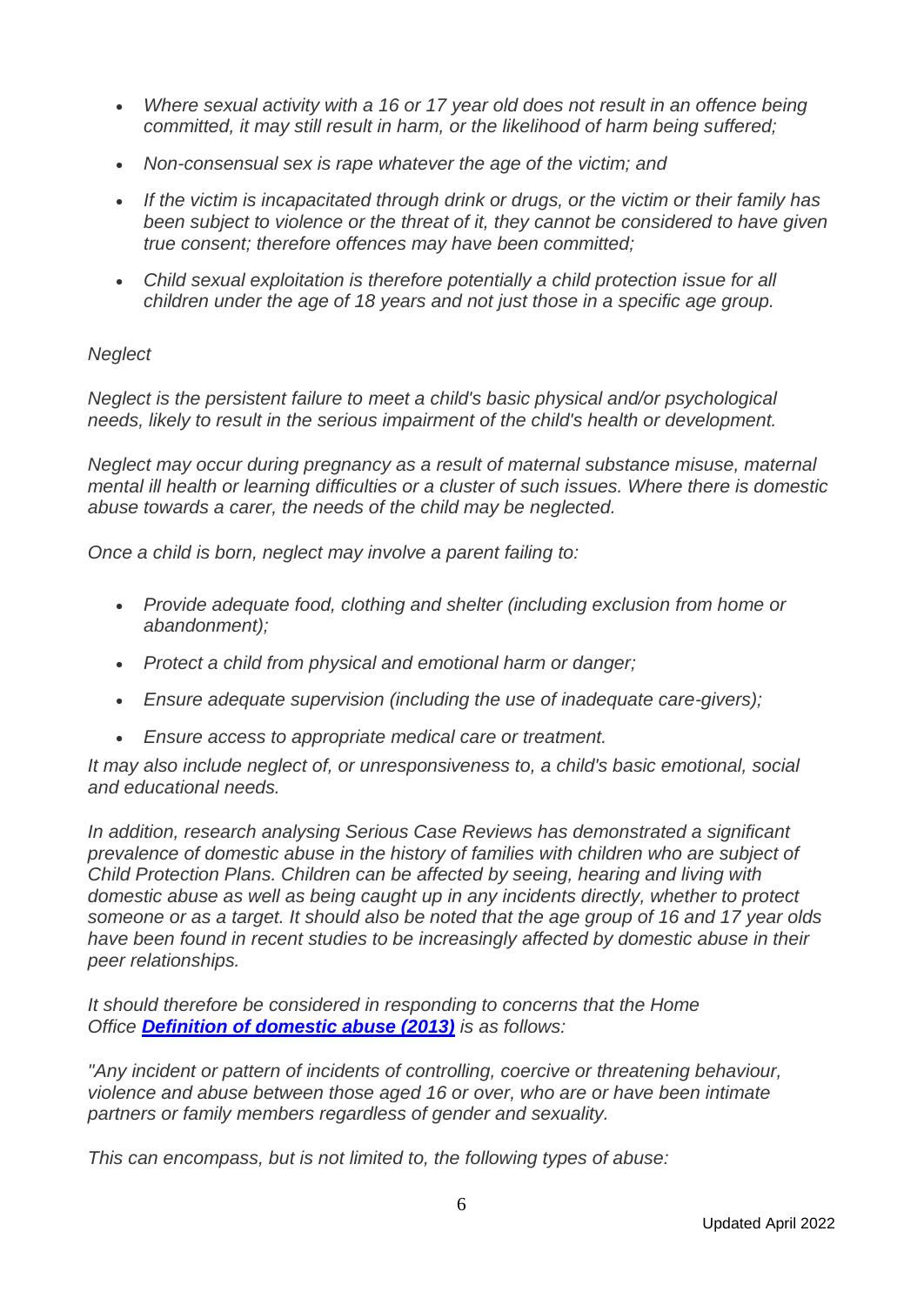- *Where sexual activity with a 16 or 17 year old does not result in an offence being committed, it may still result in harm, or the likelihood of harm being suffered;*
- *Non-consensual sex is rape whatever the age of the victim; and*
- *If the victim is incapacitated through drink or drugs, or the victim or their family has been subject to violence or the threat of it, they cannot be considered to have given true consent; therefore offences may have been committed;*
- *Child sexual exploitation is therefore potentially a child protection issue for all children under the age of 18 years and not just those in a specific age group.*

*Neglect*

*Neglect is the persistent failure to meet a child's basic physical and/or psychological needs, likely to result in the serious impairment of the child's health or development.*

*Neglect may occur during pregnancy as a result of maternal substance misuse, maternal mental ill health or learning difficulties or a cluster of such issues. Where there is domestic abuse towards a carer, the needs of the child may be neglected.*

*Once a child is born, neglect may involve a parent failing to:*

- *Provide adequate food, clothing and shelter (including exclusion from home or abandonment);*
- *Protect a child from physical and emotional harm or danger;*
- *Ensure adequate supervision (including the use of inadequate care-givers);*
- *Ensure access to appropriate medical care or treatment.*

*It may also include neglect of, or unresponsiveness to, a child's basic emotional, social and educational needs.*

*In addition, research analysing Serious Case Reviews has demonstrated a significant prevalence of domestic abuse in the history of families with children who are subject of Child Protection Plans. Children can be affected by seeing, hearing and living with domestic abuse as well as being caught up in any incidents directly, whether to protect someone or as a target. It should also be noted that the age group of 16 and 17 year olds have been found in recent studies to be increasingly affected by domestic abuse in their peer relationships.*

*It should therefore be considered in responding to concerns that the Home Office* ***Definition of domestic abuse (2013)*** *is as follows:*

*"Any incident or pattern of incidents of controlling, coercive or threatening behaviour, violence and abuse between those aged 16 or over, who are or have been intimate partners or family members regardless of gender and sexuality.*

*This can encompass, but is not limited to, the following types of abuse:*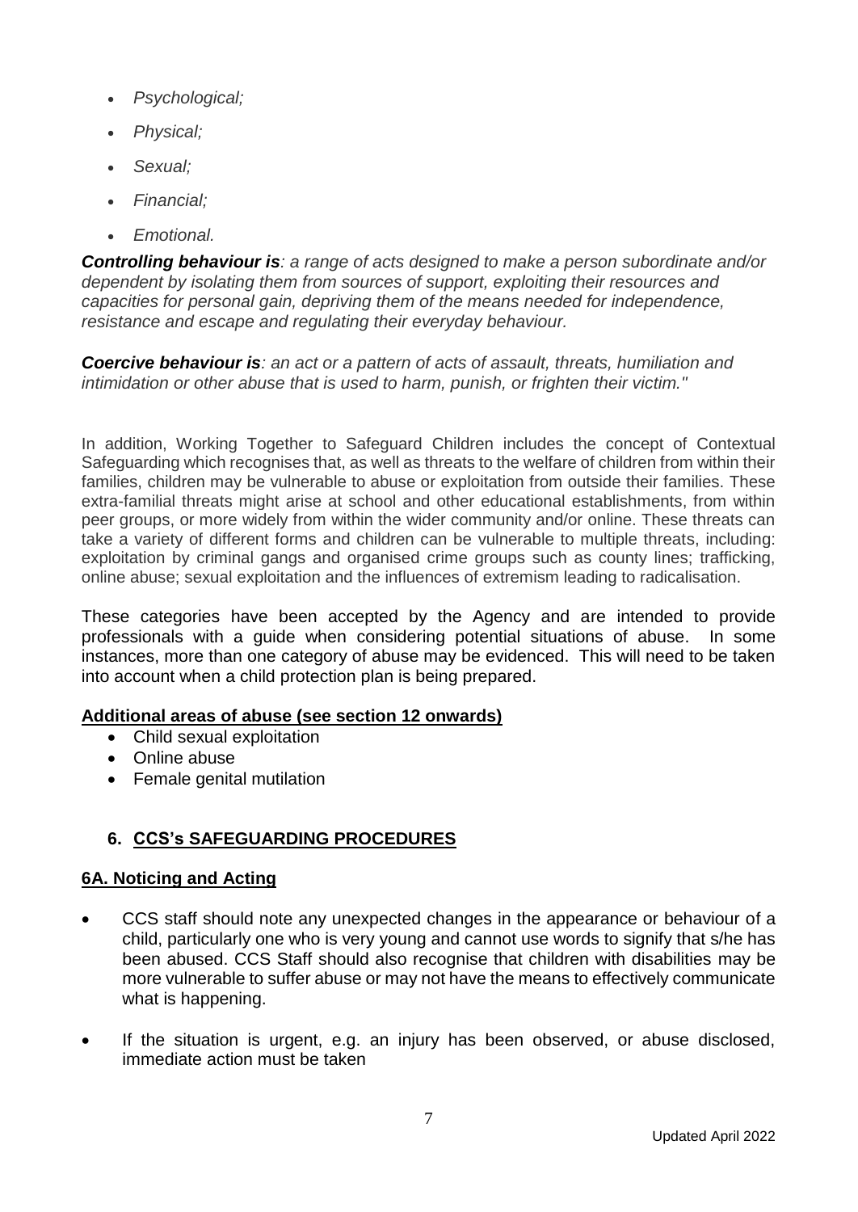- *Psychological;*
- *Physical;*
- *Sexual;*
- *Financial;*
- *Emotional.*

***Controlling behaviour is****: a range of acts designed to make a person subordinate and/or dependent by isolating them from sources of support, exploiting their resources and capacities for personal gain, depriving them of the means needed for independence, resistance and escape and regulating their everyday behaviour.*

***Coercive behaviour is****: an act or a pattern of acts of assault, threats, humiliation and intimidation or other abuse that is used to harm, punish, or frighten their victim."*

In addition, Working Together to Safeguard Children includes the concept of Contextual Safeguarding which recognises that, as well as threats to the welfare of children from within their families, children may be vulnerable to abuse or exploitation from outside their families. These extra-familial threats might arise at school and other educational establishments, from within peer groups, or more widely from within the wider community and/or online. These threats can take a variety of different forms and children can be vulnerable to multiple threats, including: exploitation by criminal gangs and organised crime groups such as county lines; trafficking, online abuse; sexual exploitation and the influences of extremism leading to radicalisation.

These categories have been accepted by the Agency and are intended to provide professionals with a guide when considering potential situations of abuse. In some instances, more than one category of abuse may be evidenced. This will need to be taken into account when a child protection plan is being prepared.

**Additional areas of abuse (see section 12 onwards)**

- Child sexual exploitation
- Online abuse
- Female genital mutilation

## 6. CCS's SAFEGUARDING PROCEDURES

### 6A. Noticing and Acting

- CCS staff should note any unexpected changes in the appearance or behaviour of a child, particularly one who is very young and cannot use words to signify that s/he has been abused. CCS Staff should also recognise that children with disabilities may be more vulnerable to suffer abuse or may not have the means to effectively communicate what is happening.
- If the situation is urgent, e.g. an injury has been observed, or abuse disclosed, immediate action must be taken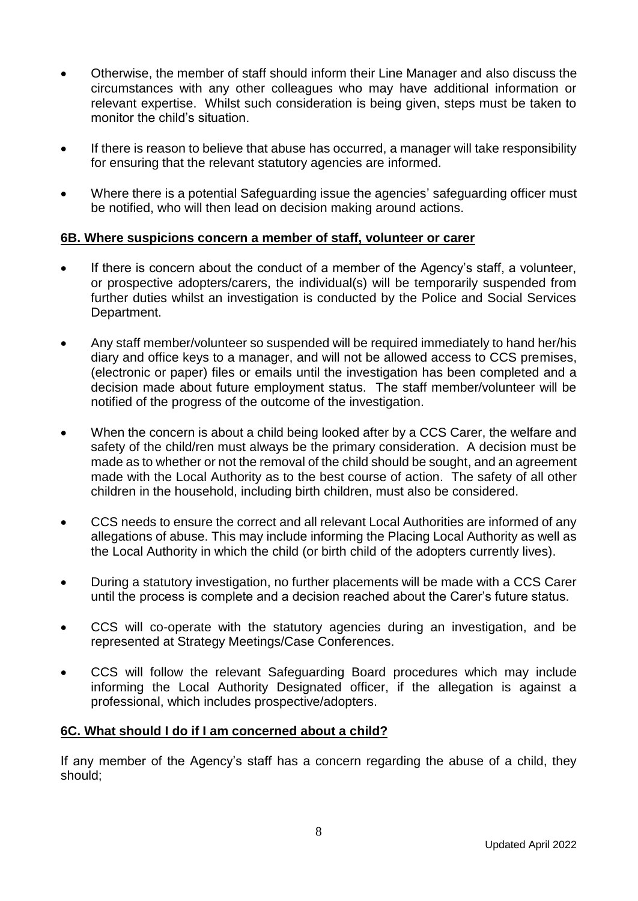- Otherwise, the member of staff should inform their Line Manager and also discuss the circumstances with any other colleagues who may have additional information or relevant expertise. Whilst such consideration is being given, steps must be taken to monitor the child's situation.
- If there is reason to believe that abuse has occurred, a manager will take responsibility for ensuring that the relevant statutory agencies are informed.
- Where there is a potential Safeguarding issue the agencies' safeguarding officer must be notified, who will then lead on decision making around actions.

**6B. Where suspicions concern a member of staff, volunteer or carer**

- If there is concern about the conduct of a member of the Agency's staff, a volunteer, or prospective adopters/carers, the individual(s) will be temporarily suspended from further duties whilst an investigation is conducted by the Police and Social Services Department.
- Any staff member/volunteer so suspended will be required immediately to hand her/his diary and office keys to a manager, and will not be allowed access to CCS premises, (electronic or paper) files or emails until the investigation has been completed and a decision made about future employment status. The staff member/volunteer will be notified of the progress of the outcome of the investigation.
- When the concern is about a child being looked after by a CCS Carer, the welfare and safety of the child/ren must always be the primary consideration. A decision must be made as to whether or not the removal of the child should be sought, and an agreement made with the Local Authority as to the best course of action. The safety of all other children in the household, including birth children, must also be considered.
- CCS needs to ensure the correct and all relevant Local Authorities are informed of any allegations of abuse. This may include informing the Placing Local Authority as well as the Local Authority in which the child (or birth child of the adopters currently lives).
- During a statutory investigation, no further placements will be made with a CCS Carer until the process is complete and a decision reached about the Carer's future status.
- CCS will co-operate with the statutory agencies during an investigation, and be represented at Strategy Meetings/Case Conferences.
- CCS will follow the relevant Safeguarding Board procedures which may include informing the Local Authority Designated officer, if the allegation is against a professional, which includes prospective/adopters.

**6C. What should I do if I am concerned about a child?**

If any member of the Agency's staff has a concern regarding the abuse of a child, they should;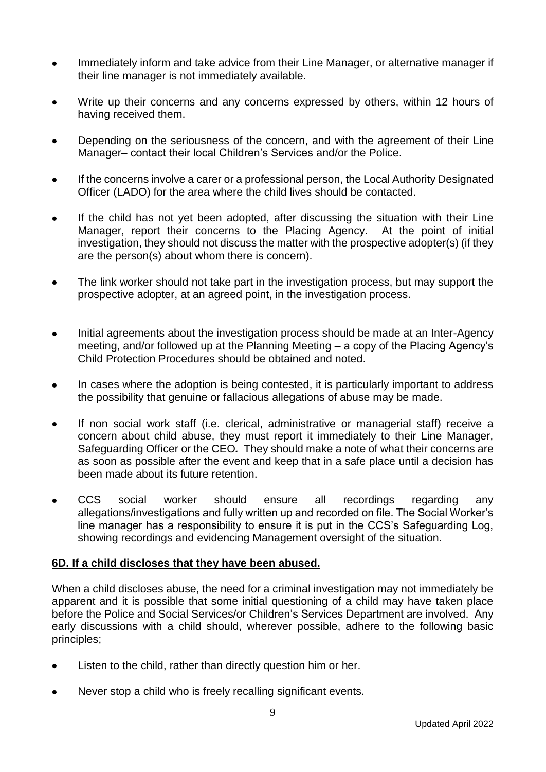- Immediately inform and take advice from their Line Manager, or alternative manager if their line manager is not immediately available.
- Write up their concerns and any concerns expressed by others, within 12 hours of having received them.
- Depending on the seriousness of the concern, and with the agreement of their Line Manager– contact their local Children's Services and/or the Police.
- If the concerns involve a carer or a professional person, the Local Authority Designated Officer (LADO) for the area where the child lives should be contacted.
- If the child has not yet been adopted, after discussing the situation with their Line Manager, report their concerns to the Placing Agency. At the point of initial investigation, they should not discuss the matter with the prospective adopter(s) (if they are the person(s) about whom there is concern).
- The link worker should not take part in the investigation process, but may support the prospective adopter, at an agreed point, in the investigation process.
- Initial agreements about the investigation process should be made at an Inter-Agency meeting, and/or followed up at the Planning Meeting – a copy of the Placing Agency's Child Protection Procedures should be obtained and noted.
- In cases where the adoption is being contested, it is particularly important to address the possibility that genuine or fallacious allegations of abuse may be made.
- If non social work staff (i.e. clerical, administrative or managerial staff) receive a concern about child abuse, they must report it immediately to their Line Manager, Safeguarding Officer or the CEO*.* They should make a note of what their concerns are as soon as possible after the event and keep that in a safe place until a decision has been made about its future retention.
- CCS social worker should ensure all recordings regarding any allegations/investigations and fully written up and recorded on file. The Social Worker's line manager has a responsibility to ensure it is put in the CCS's Safeguarding Log, showing recordings and evidencing Management oversight of the situation.

**6D. If a child discloses that they have been abused.**

When a child discloses abuse, the need for a criminal investigation may not immediately be apparent and it is possible that some initial questioning of a child may have taken place before the Police and Social Services/or Children's Services Department are involved. Any early discussions with a child should, wherever possible, adhere to the following basic principles;

- Listen to the child, rather than directly question him or her.
- Never stop a child who is freely recalling significant events.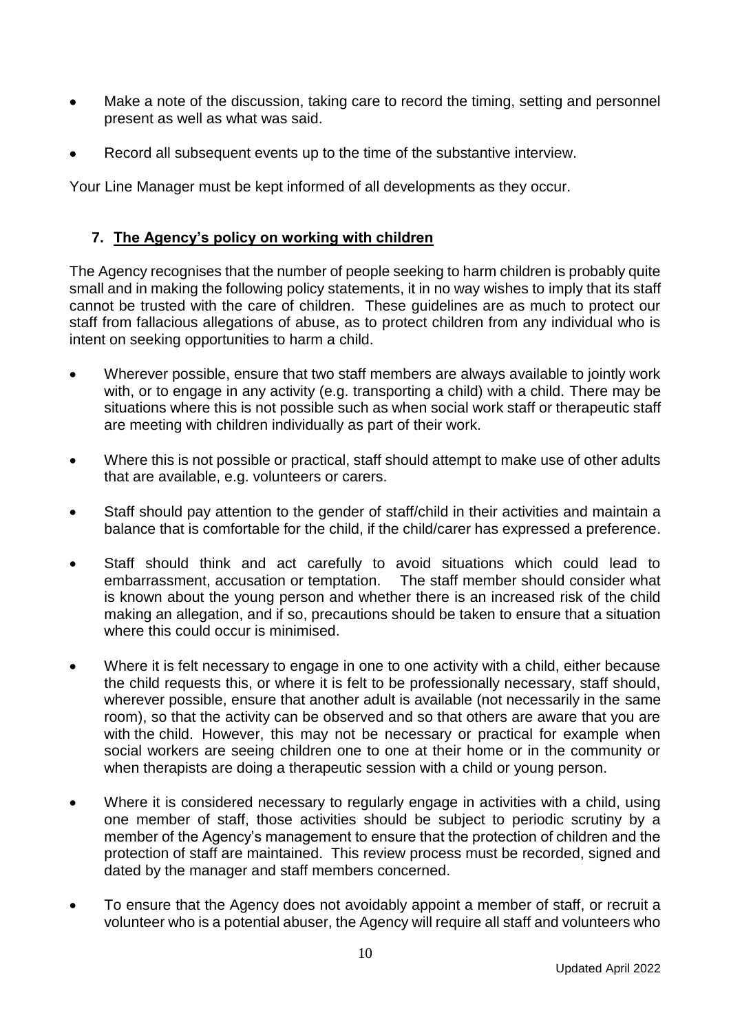- Make a note of the discussion, taking care to record the timing, setting and personnel present as well as what was said.
- Record all subsequent events up to the time of the substantive interview.

Your Line Manager must be kept informed of all developments as they occur.

## 7. The Agency's policy on working with children

The Agency recognises that the number of people seeking to harm children is probably quite small and in making the following policy statements, it in no way wishes to imply that its staff cannot be trusted with the care of children. These guidelines are as much to protect our staff from fallacious allegations of abuse, as to protect children from any individual who is intent on seeking opportunities to harm a child.

- Wherever possible, ensure that two staff members are always available to jointly work with, or to engage in any activity (e.g. transporting a child) with a child. There may be situations where this is not possible such as when social work staff or therapeutic staff are meeting with children individually as part of their work.
- Where this is not possible or practical, staff should attempt to make use of other adults that are available, e.g. volunteers or carers.
- Staff should pay attention to the gender of staff/child in their activities and maintain a balance that is comfortable for the child, if the child/carer has expressed a preference.
- Staff should think and act carefully to avoid situations which could lead to embarrassment, accusation or temptation. The staff member should consider what is known about the young person and whether there is an increased risk of the child making an allegation, and if so, precautions should be taken to ensure that a situation where this could occur is minimised.
- Where it is felt necessary to engage in one to one activity with a child, either because the child requests this, or where it is felt to be professionally necessary, staff should, wherever possible, ensure that another adult is available (not necessarily in the same room), so that the activity can be observed and so that others are aware that you are with the child. However, this may not be necessary or practical for example when social workers are seeing children one to one at their home or in the community or when therapists are doing a therapeutic session with a child or young person.
- Where it is considered necessary to regularly engage in activities with a child, using one member of staff, those activities should be subject to periodic scrutiny by a member of the Agency's management to ensure that the protection of children and the protection of staff are maintained. This review process must be recorded, signed and dated by the manager and staff members concerned.
- To ensure that the Agency does not avoidably appoint a member of staff, or recruit a volunteer who is a potential abuser, the Agency will require all staff and volunteers who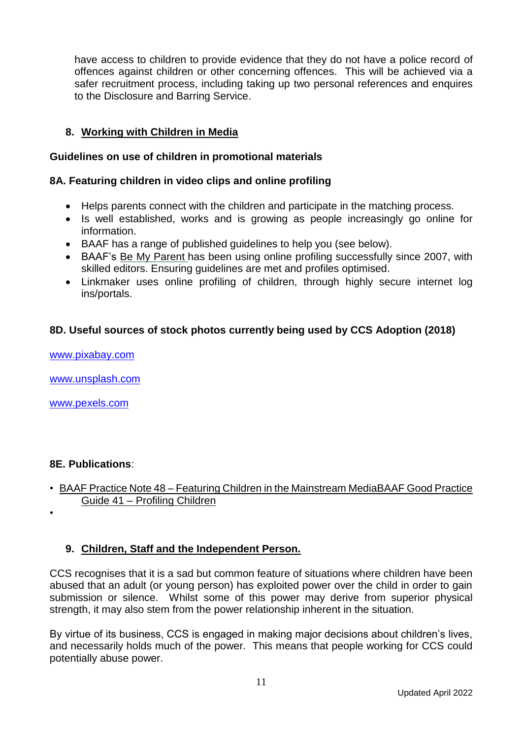have access to children to provide evidence that they do not have a police record of offences against children or other concerning offences. This will be achieved via a safer recruitment process, including taking up two personal references and enquires to the Disclosure and Barring Service.

## 8. Working with Children in Media

**Guidelines on use of children in promotional materials**

### 8A. Featuring children in video clips and online profiling

- Helps parents connect with the children and participate in the matching process.
- Is well established, works and is growing as people increasingly go online for information.
- BAAF has a range of published guidelines to help you (see below).
- BAAF's Be My Parent has been using online profiling successfully since 2007, with skilled editors. Ensuring guidelines are met and profiles optimised.
- Linkmaker uses online profiling of children, through highly secure internet log ins/portals.

### 8D. Useful sources of stock photos currently being used by CCS Adoption (2018)

www.pixabay.com

www.unsplash.com

www.pexels.com

### 8E. Publications:

- BAAF Practice Note 48 – Featuring Children in the Mainstream MediaBAAF Good Practice Guide 41 – Profiling Children
- 

## 9. Children, Staff and the Independent Person.

CCS recognises that it is a sad but common feature of situations where children have been abused that an adult (or young person) has exploited power over the child in order to gain submission or silence. Whilst some of this power may derive from superior physical strength, it may also stem from the power relationship inherent in the situation.

By virtue of its business, CCS is engaged in making major decisions about children's lives, and necessarily holds much of the power. This means that people working for CCS could potentially abuse power.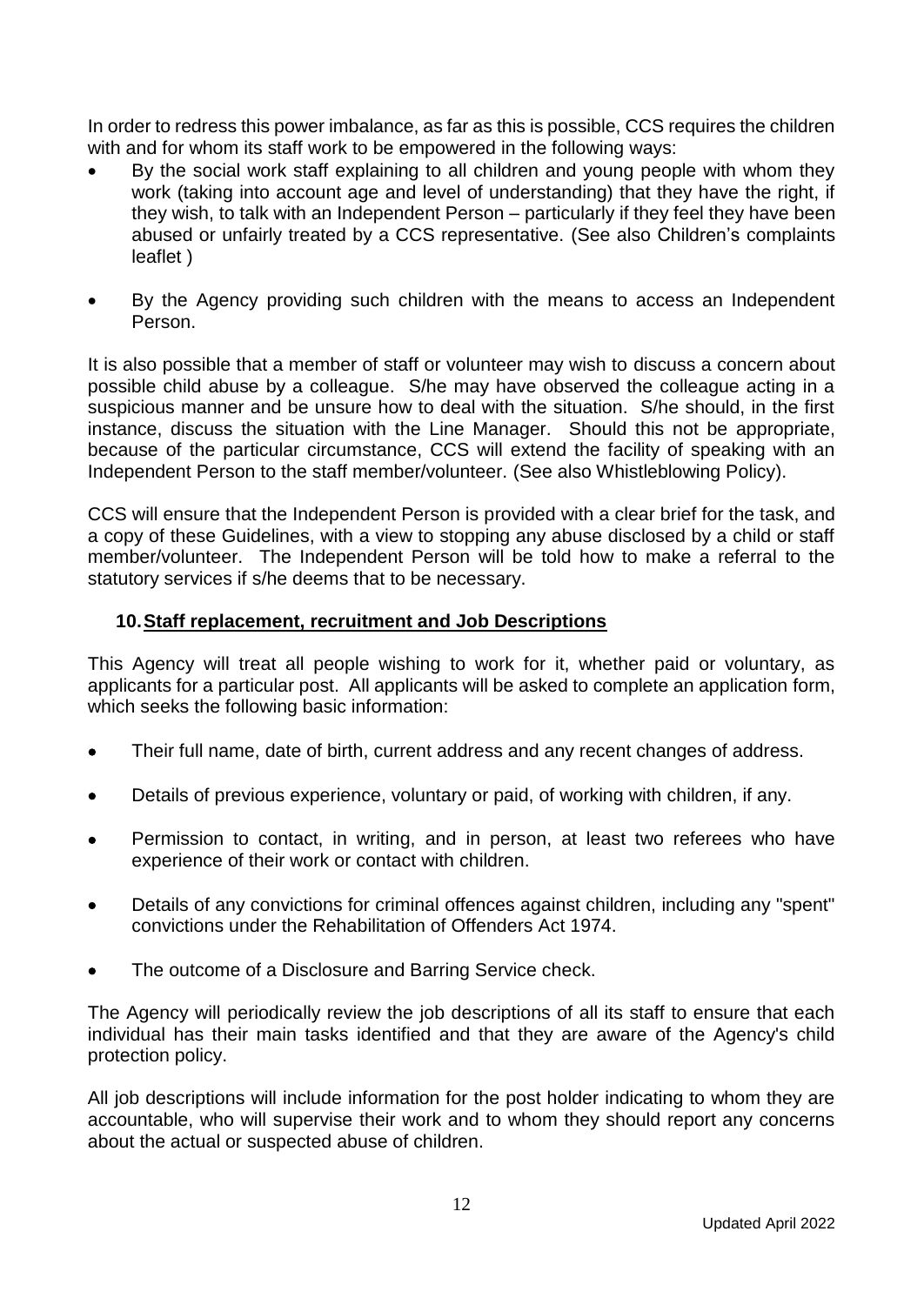In order to redress this power imbalance, as far as this is possible, CCS requires the children with and for whom its staff work to be empowered in the following ways:

- By the social work staff explaining to all children and young people with whom they work (taking into account age and level of understanding) that they have the right, if they wish, to talk with an Independent Person – particularly if they feel they have been abused or unfairly treated by a CCS representative. (See also Children's complaints leaflet )

- By the Agency providing such children with the means to access an Independent Person.

It is also possible that a member of staff or volunteer may wish to discuss a concern about possible child abuse by a colleague. S/he may have observed the colleague acting in a suspicious manner and be unsure how to deal with the situation. S/he should, in the first instance, discuss the situation with the Line Manager. Should this not be appropriate, because of the particular circumstance, CCS will extend the facility of speaking with an Independent Person to the staff member/volunteer. (See also Whistleblowing Policy).

CCS will ensure that the Independent Person is provided with a clear brief for the task, and a copy of these Guidelines, with a view to stopping any abuse disclosed by a child or staff member/volunteer. The Independent Person will be told how to make a referral to the statutory services if s/he deems that to be necessary.

## 10. Staff replacement, recruitment and Job Descriptions

This Agency will treat all people wishing to work for it, whether paid or voluntary, as applicants for a particular post. All applicants will be asked to complete an application form, which seeks the following basic information:

- Their full name, date of birth, current address and any recent changes of address.

- Details of previous experience, voluntary or paid, of working with children, if any.

- Permission to contact, in writing, and in person, at least two referees who have experience of their work or contact with children.

- Details of any convictions for criminal offences against children, including any "spent" convictions under the Rehabilitation of Offenders Act 1974.

- The outcome of a Disclosure and Barring Service check.

The Agency will periodically review the job descriptions of all its staff to ensure that each individual has their main tasks identified and that they are aware of the Agency's child protection policy.

All job descriptions will include information for the post holder indicating to whom they are accountable, who will supervise their work and to whom they should report any concerns about the actual or suspected abuse of children.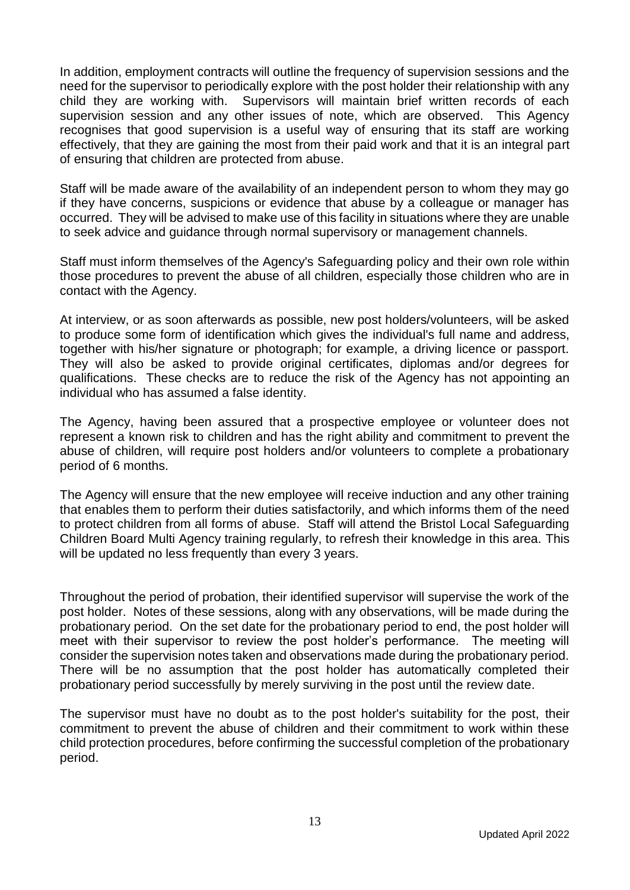In addition, employment contracts will outline the frequency of supervision sessions and the need for the supervisor to periodically explore with the post holder their relationship with any child they are working with. Supervisors will maintain brief written records of each supervision session and any other issues of note, which are observed. This Agency recognises that good supervision is a useful way of ensuring that its staff are working effectively, that they are gaining the most from their paid work and that it is an integral part of ensuring that children are protected from abuse.

Staff will be made aware of the availability of an independent person to whom they may go if they have concerns, suspicions or evidence that abuse by a colleague or manager has occurred. They will be advised to make use of this facility in situations where they are unable to seek advice and guidance through normal supervisory or management channels.

Staff must inform themselves of the Agency's Safeguarding policy and their own role within those procedures to prevent the abuse of all children, especially those children who are in contact with the Agency.

At interview, or as soon afterwards as possible, new post holders/volunteers, will be asked to produce some form of identification which gives the individual's full name and address, together with his/her signature or photograph; for example, a driving licence or passport. They will also be asked to provide original certificates, diplomas and/or degrees for qualifications. These checks are to reduce the risk of the Agency has not appointing an individual who has assumed a false identity.

The Agency, having been assured that a prospective employee or volunteer does not represent a known risk to children and has the right ability and commitment to prevent the abuse of children, will require post holders and/or volunteers to complete a probationary period of 6 months.

The Agency will ensure that the new employee will receive induction and any other training that enables them to perform their duties satisfactorily, and which informs them of the need to protect children from all forms of abuse. Staff will attend the Bristol Local Safeguarding Children Board Multi Agency training regularly, to refresh their knowledge in this area. This will be updated no less frequently than every 3 years.

Throughout the period of probation, their identified supervisor will supervise the work of the post holder. Notes of these sessions, along with any observations, will be made during the probationary period. On the set date for the probationary period to end, the post holder will meet with their supervisor to review the post holder's performance. The meeting will consider the supervision notes taken and observations made during the probationary period. There will be no assumption that the post holder has automatically completed their probationary period successfully by merely surviving in the post until the review date.

The supervisor must have no doubt as to the post holder's suitability for the post, their commitment to prevent the abuse of children and their commitment to work within these child protection procedures, before confirming the successful completion of the probationary period.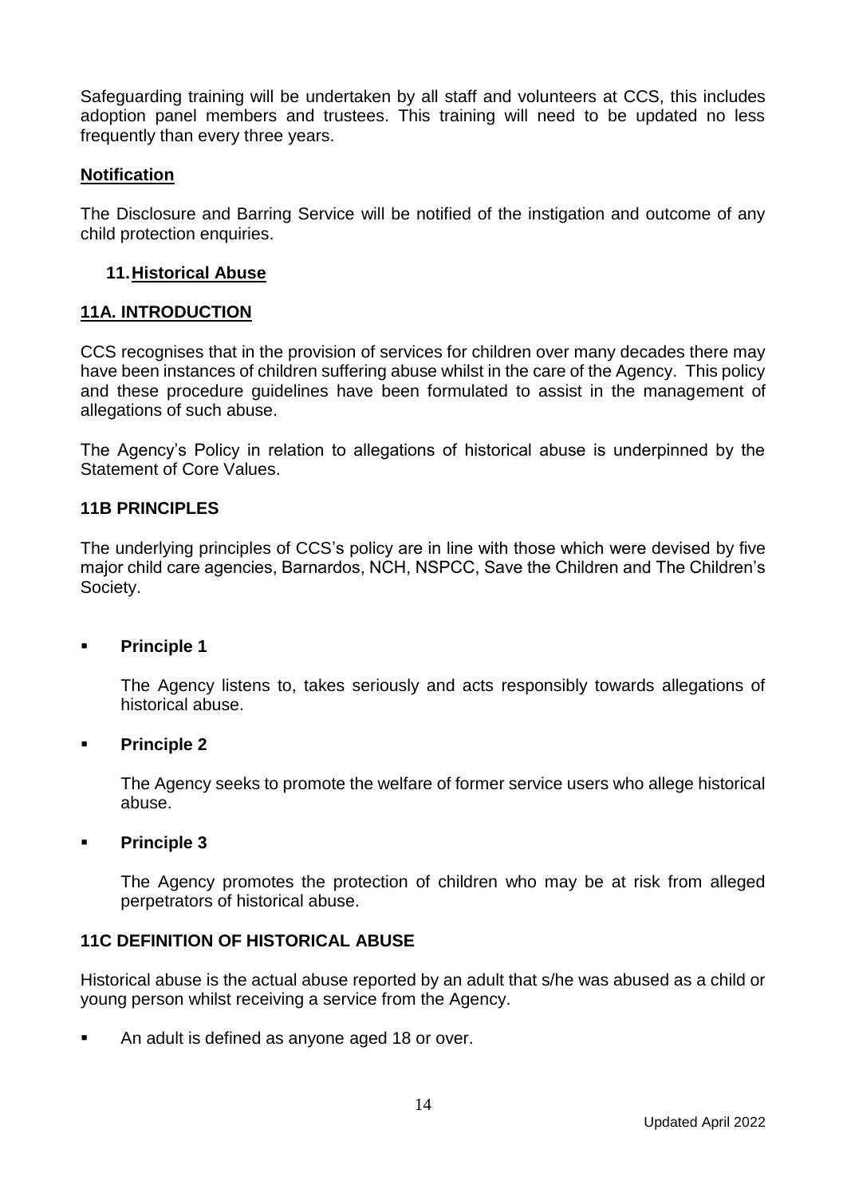Safeguarding training will be undertaken by all staff and volunteers at CCS, this includes adoption panel members and trustees. This training will need to be updated no less frequently than every three years.

**Notification**

The Disclosure and Barring Service will be notified of the instigation and outcome of any child protection enquiries.

## 11. Historical Abuse

### 11A. INTRODUCTION

CCS recognises that in the provision of services for children over many decades there may have been instances of children suffering abuse whilst in the care of the Agency. This policy and these procedure guidelines have been formulated to assist in the management of allegations of such abuse.

The Agency's Policy in relation to allegations of historical abuse is underpinned by the Statement of Core Values.

### 11B PRINCIPLES

The underlying principles of CCS's policy are in line with those which were devised by five major child care agencies, Barnardos, NCH, NSPCC, Save the Children and The Children's Society.

- **Principle 1**

  The Agency listens to, takes seriously and acts responsibly towards allegations of historical abuse.

- **Principle 2**

  The Agency seeks to promote the welfare of former service users who allege historical abuse.

- **Principle 3**

  The Agency promotes the protection of children who may be at risk from alleged perpetrators of historical abuse.

### 11C DEFINITION OF HISTORICAL ABUSE

Historical abuse is the actual abuse reported by an adult that s/he was abused as a child or young person whilst receiving a service from the Agency.

- An adult is defined as anyone aged 18 or over.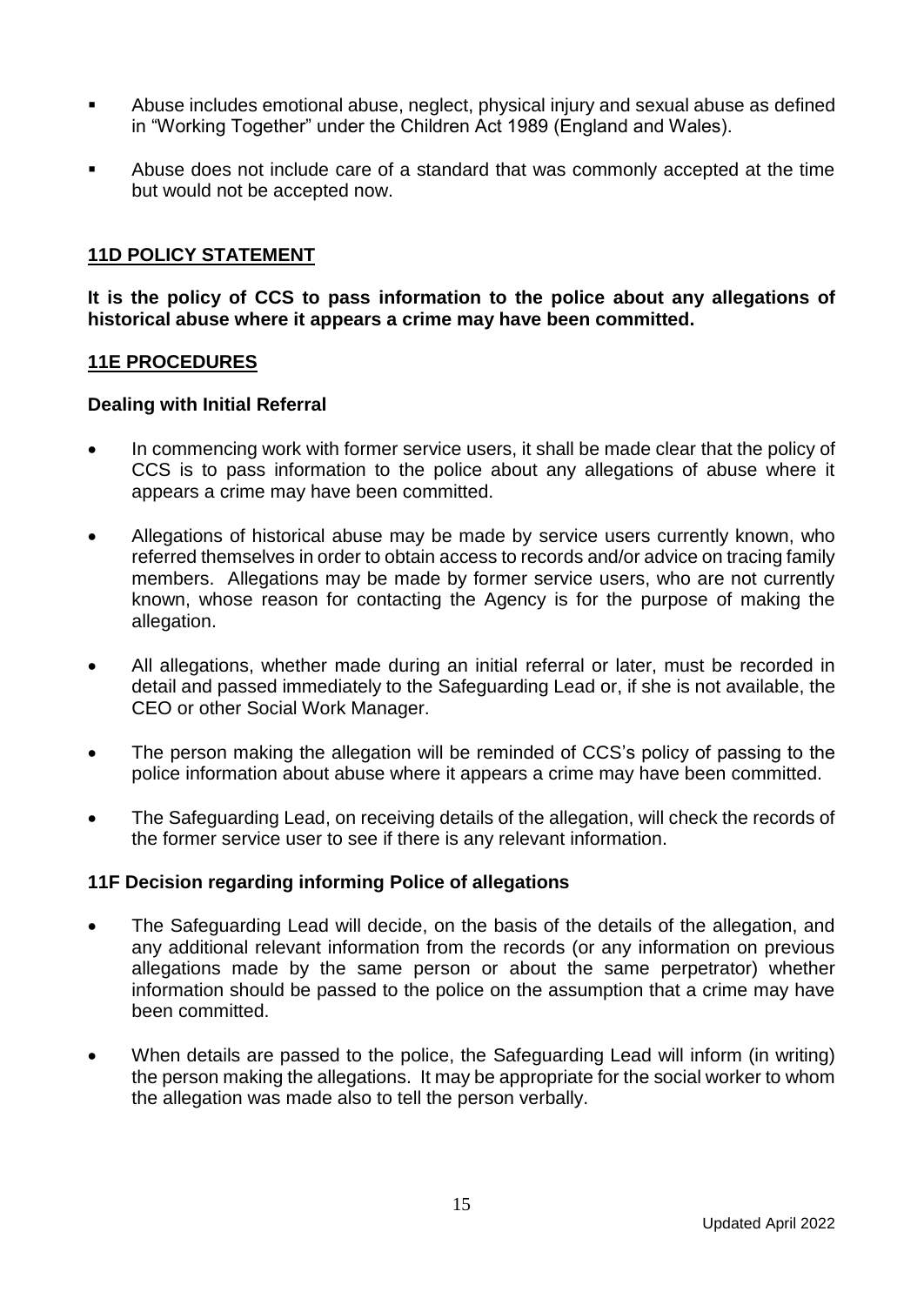- Abuse includes emotional abuse, neglect, physical injury and sexual abuse as defined in "Working Together" under the Children Act 1989 (England and Wales).

- Abuse does not include care of a standard that was commonly accepted at the time but would not be accepted now.

## 11D POLICY STATEMENT

**It is the policy of CCS to pass information to the police about any allegations of historical abuse where it appears a crime may have been committed.**

## 11E PROCEDURES

### Dealing with Initial Referral

- In commencing work with former service users, it shall be made clear that the policy of CCS is to pass information to the police about any allegations of abuse where it appears a crime may have been committed.

- Allegations of historical abuse may be made by service users currently known, who referred themselves in order to obtain access to records and/or advice on tracing family members. Allegations may be made by former service users, who are not currently known, whose reason for contacting the Agency is for the purpose of making the allegation.

- All allegations, whether made during an initial referral or later, must be recorded in detail and passed immediately to the Safeguarding Lead or, if she is not available, the CEO or other Social Work Manager.

- The person making the allegation will be reminded of CCS's policy of passing to the police information about abuse where it appears a crime may have been committed.

- The Safeguarding Lead, on receiving details of the allegation, will check the records of the former service user to see if there is any relevant information.

### 11F Decision regarding informing Police of allegations

- The Safeguarding Lead will decide, on the basis of the details of the allegation, and any additional relevant information from the records (or any information on previous allegations made by the same person or about the same perpetrator) whether information should be passed to the police on the assumption that a crime may have been committed.

- When details are passed to the police, the Safeguarding Lead will inform (in writing) the person making the allegations. It may be appropriate for the social worker to whom the allegation was made also to tell the person verbally.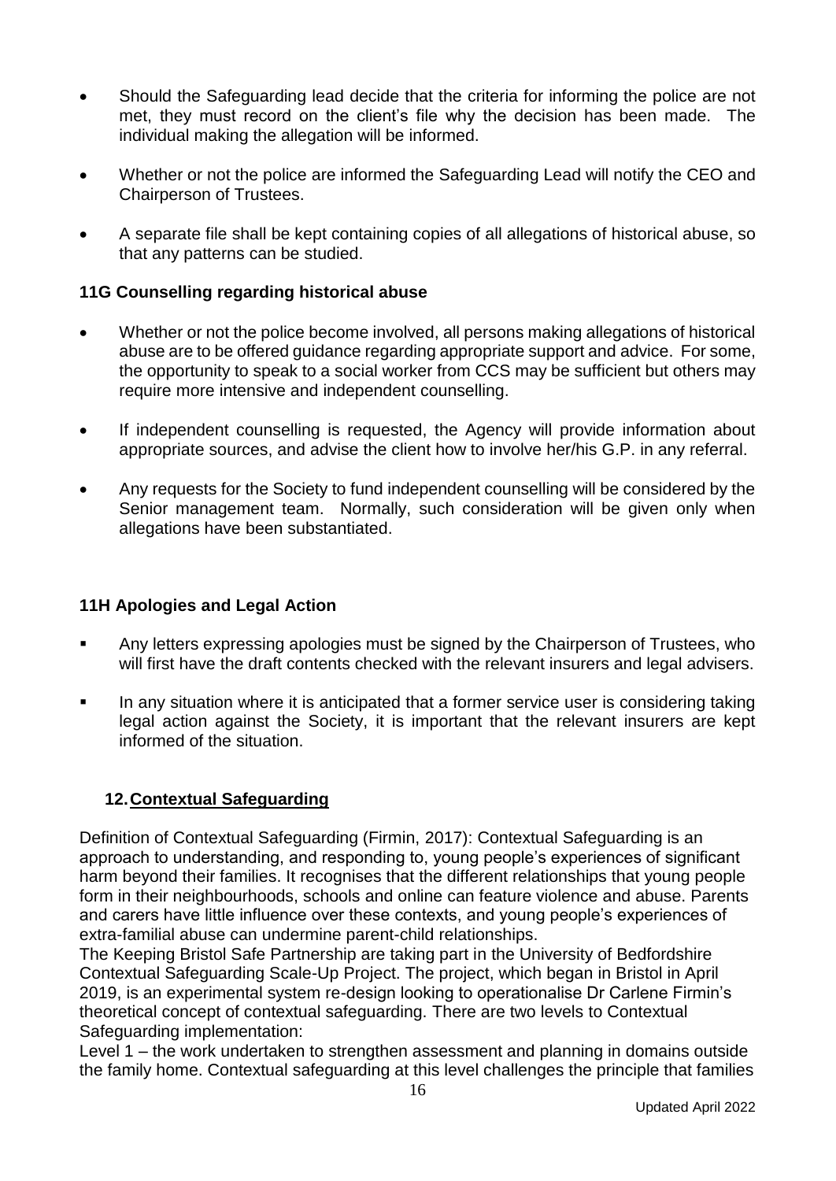- Should the Safeguarding lead decide that the criteria for informing the police are not met, they must record on the client's file why the decision has been made. The individual making the allegation will be informed.

- Whether or not the police are informed the Safeguarding Lead will notify the CEO and Chairperson of Trustees.

- A separate file shall be kept containing copies of all allegations of historical abuse, so that any patterns can be studied.

### 11G Counselling regarding historical abuse

- Whether or not the police become involved, all persons making allegations of historical abuse are to be offered guidance regarding appropriate support and advice. For some, the opportunity to speak to a social worker from CCS may be sufficient but others may require more intensive and independent counselling.

- If independent counselling is requested, the Agency will provide information about appropriate sources, and advise the client how to involve her/his G.P. in any referral.

- Any requests for the Society to fund independent counselling will be considered by the Senior management team. Normally, such consideration will be given only when allegations have been substantiated.

### 11H Apologies and Legal Action

- Any letters expressing apologies must be signed by the Chairperson of Trustees, who will first have the draft contents checked with the relevant insurers and legal advisers.

- In any situation where it is anticipated that a former service user is considering taking legal action against the Society, it is important that the relevant insurers are kept informed of the situation.

## 12. Contextual Safeguarding

Definition of Contextual Safeguarding (Firmin, 2017): Contextual Safeguarding is an approach to understanding, and responding to, young people's experiences of significant harm beyond their families. It recognises that the different relationships that young people form in their neighbourhoods, schools and online can feature violence and abuse. Parents and carers have little influence over these contexts, and young people's experiences of extra-familial abuse can undermine parent-child relationships.
The Keeping Bristol Safe Partnership are taking part in the University of Bedfordshire Contextual Safeguarding Scale-Up Project. The project, which began in Bristol in April 2019, is an experimental system re-design looking to operationalise Dr Carlene Firmin's theoretical concept of contextual safeguarding. There are two levels to Contextual Safeguarding implementation:
Level 1 – the work undertaken to strengthen assessment and planning in domains outside the family home. Contextual safeguarding at this level challenges the principle that families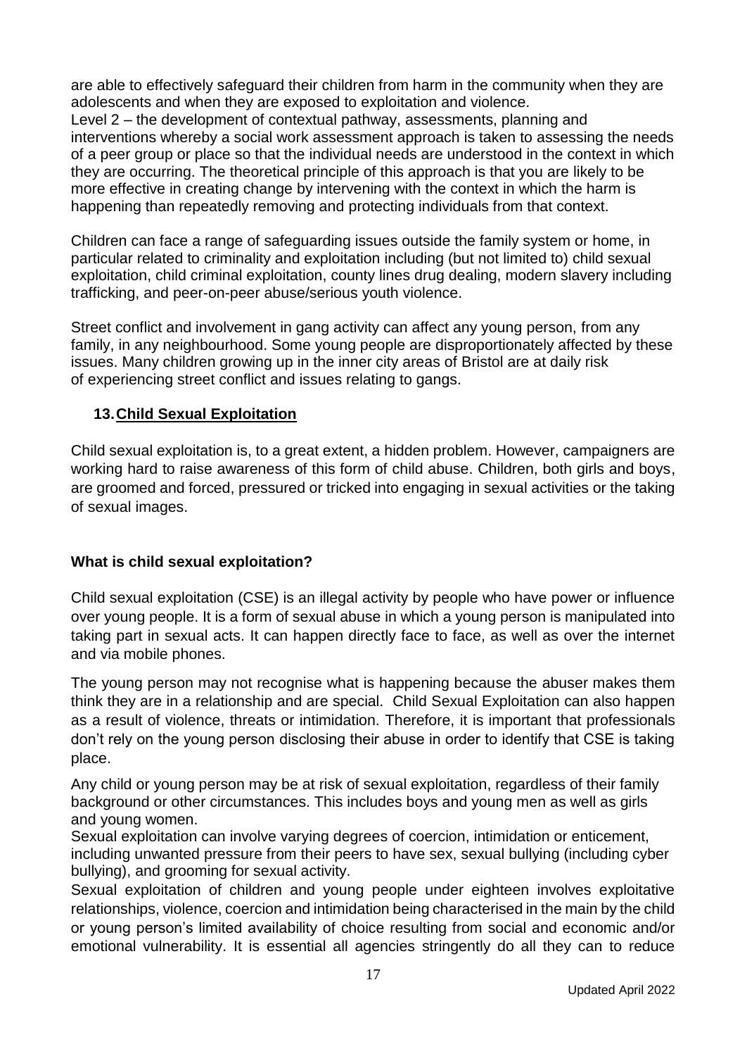are able to effectively safeguard their children from harm in the community when they are adolescents and when they are exposed to exploitation and violence.
Level 2 – the development of contextual pathway, assessments, planning and interventions whereby a social work assessment approach is taken to assessing the needs of a peer group or place so that the individual needs are understood in the context in which they are occurring. The theoretical principle of this approach is that you are likely to be more effective in creating change by intervening with the context in which the harm is happening than repeatedly removing and protecting individuals from that context.

Children can face a range of safeguarding issues outside the family system or home, in particular related to criminality and exploitation including (but not limited to) child sexual exploitation, child criminal exploitation, county lines drug dealing, modern slavery including trafficking, and peer-on-peer abuse/serious youth violence.

Street conflict and involvement in gang activity can affect any young person, from any family, in any neighbourhood. Some young people are disproportionately affected by these issues. Many children growing up in the inner city areas of Bristol are at daily risk of experiencing street conflict and issues relating to gangs.

## 13. Child Sexual Exploitation

Child sexual exploitation is, to a great extent, a hidden problem. However, campaigners are working hard to raise awareness of this form of child abuse. Children, both girls and boys, are groomed and forced, pressured or tricked into engaging in sexual activities or the taking of sexual images.

**What is child sexual exploitation?**

Child sexual exploitation (CSE) is an illegal activity by people who have power or influence over young people. It is a form of sexual abuse in which a young person is manipulated into taking part in sexual acts. It can happen directly face to face, as well as over the internet and via mobile phones.

The young person may not recognise what is happening because the abuser makes them think they are in a relationship and are special. Child Sexual Exploitation can also happen as a result of violence, threats or intimidation. Therefore, it is important that professionals don't rely on the young person disclosing their abuse in order to identify that CSE is taking place.

Any child or young person may be at risk of sexual exploitation, regardless of their family background or other circumstances. This includes boys and young men as well as girls and young women.
Sexual exploitation can involve varying degrees of coercion, intimidation or enticement, including unwanted pressure from their peers to have sex, sexual bullying (including cyber bullying), and grooming for sexual activity.
Sexual exploitation of children and young people under eighteen involves exploitative relationships, violence, coercion and intimidation being characterised in the main by the child or young person's limited availability of choice resulting from social and economic and/or emotional vulnerability. It is essential all agencies stringently do all they can to reduce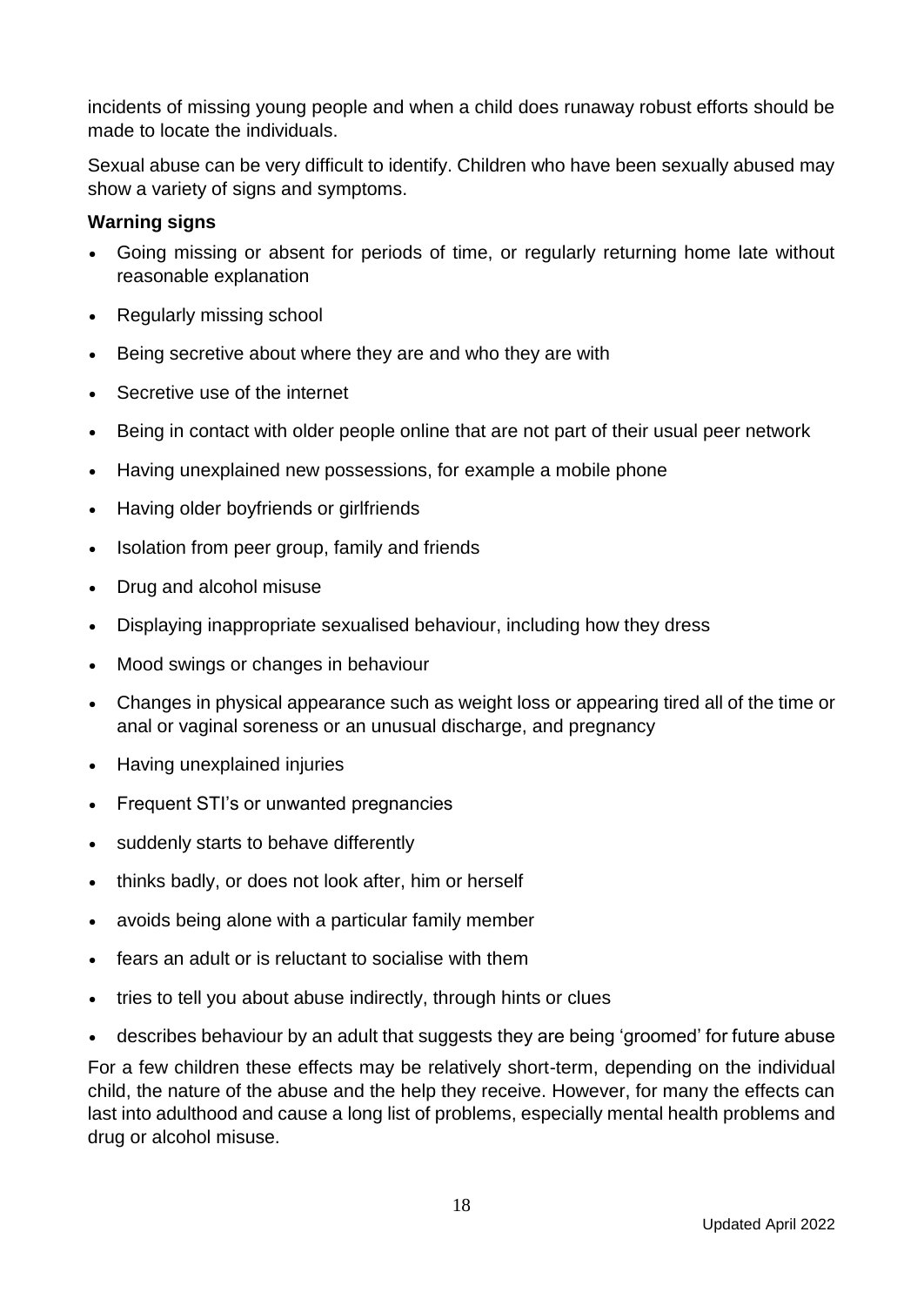incidents of missing young people and when a child does runaway robust efforts should be made to locate the individuals.

Sexual abuse can be very difficult to identify. Children who have been sexually abused may show a variety of signs and symptoms.

**Warning signs**

- Going missing or absent for periods of time, or regularly returning home late without reasonable explanation
- Regularly missing school
- Being secretive about where they are and who they are with
- Secretive use of the internet
- Being in contact with older people online that are not part of their usual peer network
- Having unexplained new possessions, for example a mobile phone
- Having older boyfriends or girlfriends
- Isolation from peer group, family and friends
- Drug and alcohol misuse
- Displaying inappropriate sexualised behaviour, including how they dress
- Mood swings or changes in behaviour
- Changes in physical appearance such as weight loss or appearing tired all of the time or anal or vaginal soreness or an unusual discharge, and pregnancy
- Having unexplained injuries
- Frequent STI's or unwanted pregnancies
- suddenly starts to behave differently
- thinks badly, or does not look after, him or herself
- avoids being alone with a particular family member
- fears an adult or is reluctant to socialise with them
- tries to tell you about abuse indirectly, through hints or clues
- describes behaviour by an adult that suggests they are being 'groomed' for future abuse

For a few children these effects may be relatively short-term, depending on the individual child, the nature of the abuse and the help they receive. However, for many the effects can last into adulthood and cause a long list of problems, especially mental health problems and drug or alcohol misuse.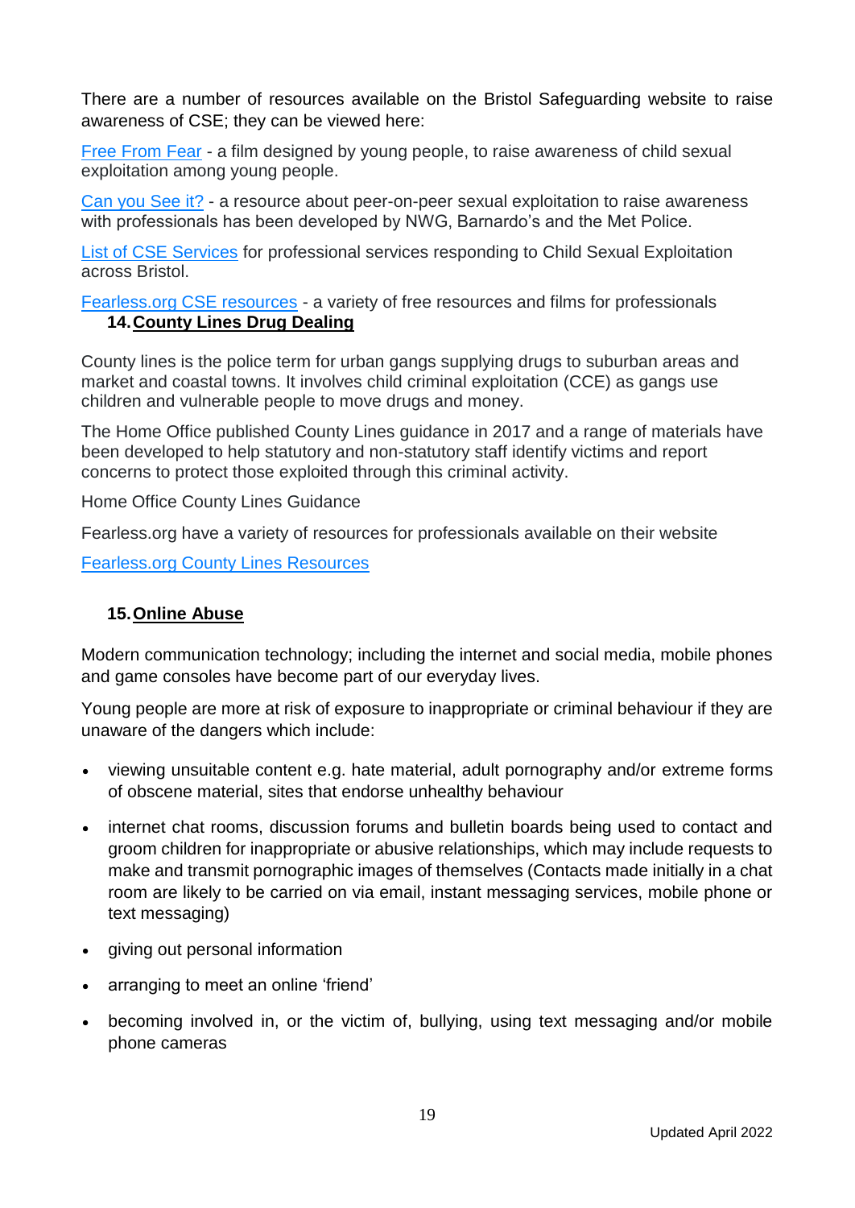There are a number of resources available on the Bristol Safeguarding website to raise awareness of CSE; they can be viewed here:

Free From Fear - a film designed by young people, to raise awareness of child sexual exploitation among young people.

Can you See it? - a resource about peer-on-peer sexual exploitation to raise awareness with professionals has been developed by NWG, Barnardo's and the Met Police.

List of CSE Services for professional services responding to Child Sexual Exploitation across Bristol.

Fearless.org CSE resources - a variety of free resources and films for professionals

## 14. County Lines Drug Dealing

County lines is the police term for urban gangs supplying drugs to suburban areas and market and coastal towns. It involves child criminal exploitation (CCE) as gangs use children and vulnerable people to move drugs and money.

The Home Office published County Lines guidance in 2017 and a range of materials have been developed to help statutory and non-statutory staff identify victims and report concerns to protect those exploited through this criminal activity.

Home Office County Lines Guidance

Fearless.org have a variety of resources for professionals available on their website

Fearless.org County Lines Resources

## 15. Online Abuse

Modern communication technology; including the internet and social media, mobile phones and game consoles have become part of our everyday lives.

Young people are more at risk of exposure to inappropriate or criminal behaviour if they are unaware of the dangers which include:

- viewing unsuitable content e.g. hate material, adult pornography and/or extreme forms of obscene material, sites that endorse unhealthy behaviour
- internet chat rooms, discussion forums and bulletin boards being used to contact and groom children for inappropriate or abusive relationships, which may include requests to make and transmit pornographic images of themselves (Contacts made initially in a chat room are likely to be carried on via email, instant messaging services, mobile phone or text messaging)
- giving out personal information
- arranging to meet an online 'friend'
- becoming involved in, or the victim of, bullying, using text messaging and/or mobile phone cameras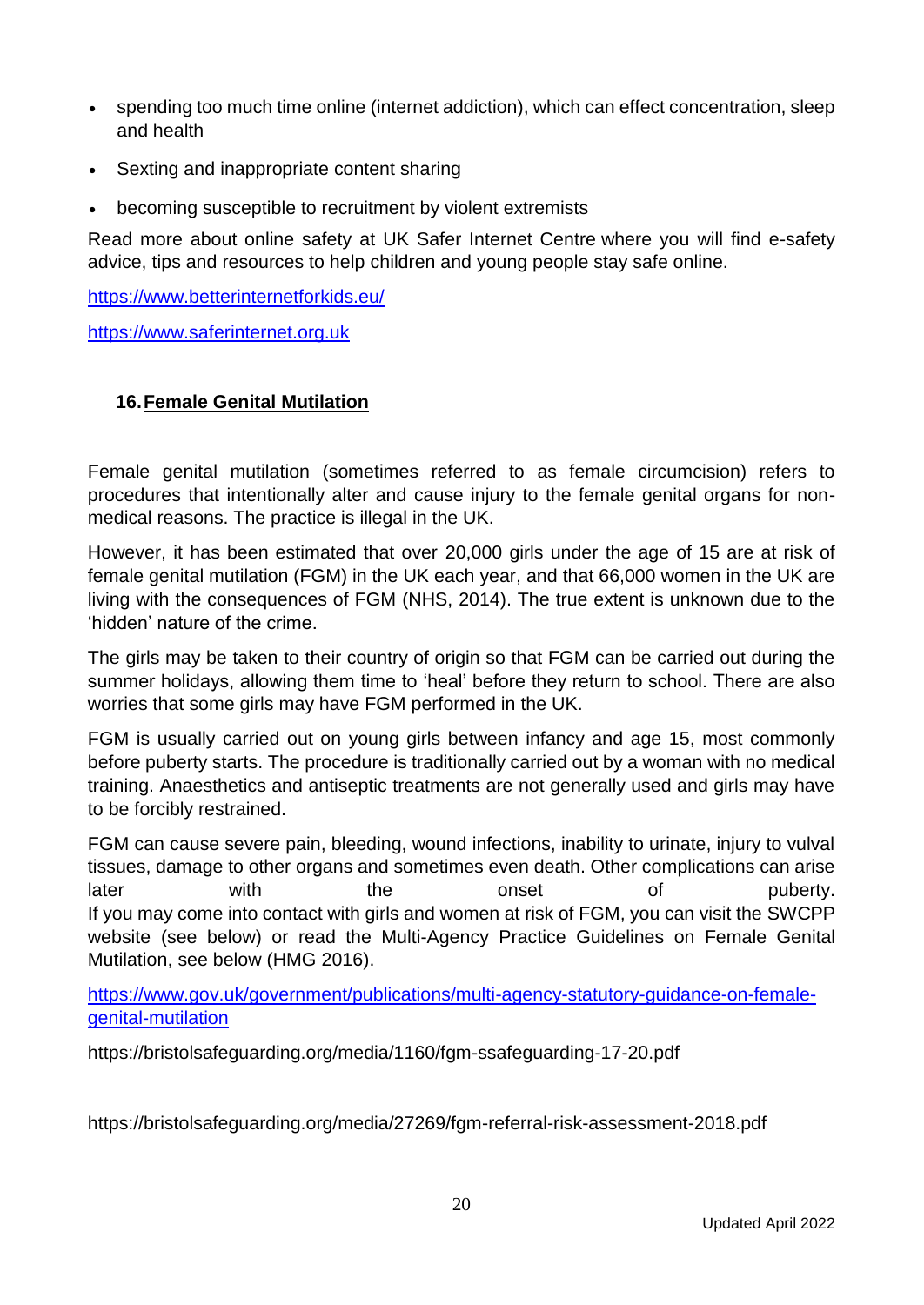- spending too much time online (internet addiction), which can effect concentration, sleep and health
- Sexting and inappropriate content sharing
- becoming susceptible to recruitment by violent extremists

Read more about online safety at UK Safer Internet Centre where you will find e-safety advice, tips and resources to help children and young people stay safe online.

https://www.betterinternetforkids.eu/

https://www.saferinternet.org.uk

## 16. Female Genital Mutilation

Female genital mutilation (sometimes referred to as female circumcision) refers to procedures that intentionally alter and cause injury to the female genital organs for non-medical reasons. The practice is illegal in the UK.

However, it has been estimated that over 20,000 girls under the age of 15 are at risk of female genital mutilation (FGM) in the UK each year, and that 66,000 women in the UK are living with the consequences of FGM (NHS, 2014). The true extent is unknown due to the 'hidden' nature of the crime.

The girls may be taken to their country of origin so that FGM can be carried out during the summer holidays, allowing them time to 'heal' before they return to school. There are also worries that some girls may have FGM performed in the UK.

FGM is usually carried out on young girls between infancy and age 15, most commonly before puberty starts. The procedure is traditionally carried out by a woman with no medical training. Anaesthetics and antiseptic treatments are not generally used and girls may have to be forcibly restrained.

FGM can cause severe pain, bleeding, wound infections, inability to urinate, injury to vulval tissues, damage to other organs and sometimes even death. Other complications can arise later with the onset of puberty.
If you may come into contact with girls and women at risk of FGM, you can visit the SWCPP website (see below) or read the Multi-Agency Practice Guidelines on Female Genital Mutilation, see below (HMG 2016).

https://www.gov.uk/government/publications/multi-agency-statutory-guidance-on-female-genital-mutilation

https://bristolsafeguarding.org/media/1160/fgm-ssafeguarding-17-20.pdf

https://bristolsafeguarding.org/media/27269/fgm-referral-risk-assessment-2018.pdf

Updated April 2022